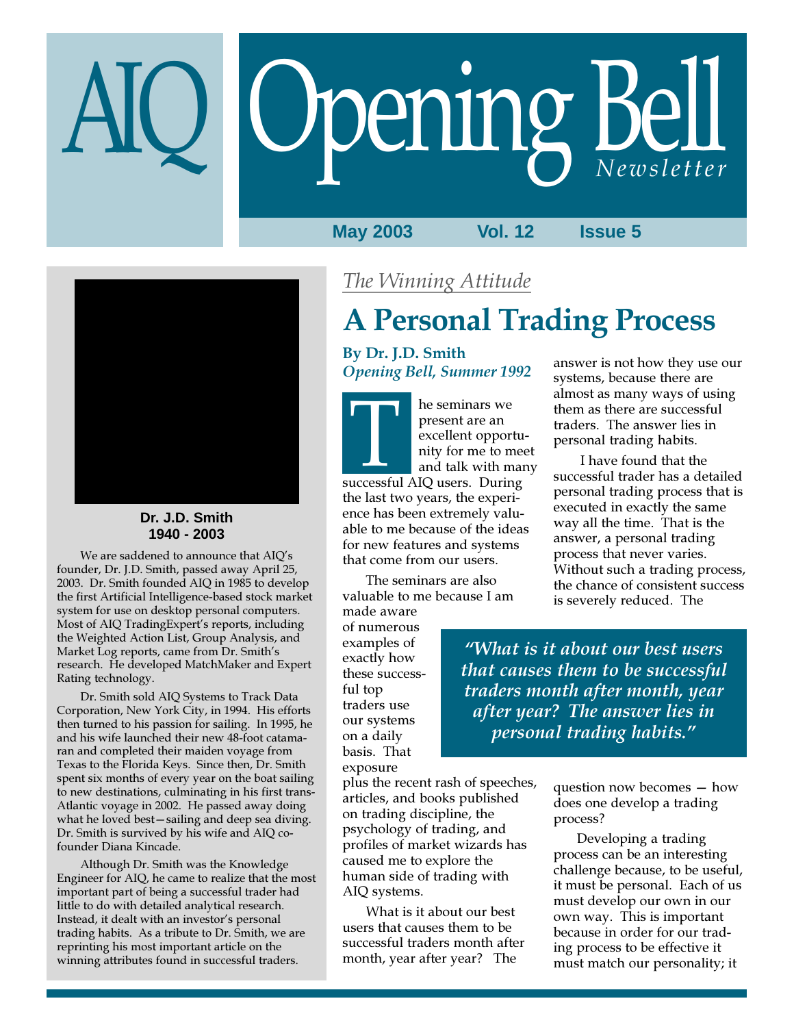# AIQ Opening Bell Newsletter

May 2003 Vol. 12 Issue 5

**Dr. J.D. Smith**
**1940 - 2003**

We are saddened to announce that AIQ's founder, Dr. J.D. Smith, passed away April 25, 2003. Dr. Smith founded AIQ in 1985 to develop the first Artificial Intelligence-based stock market system for use on desktop personal computers. Most of AIQ TradingExpert's reports, including the Weighted Action List, Group Analysis, and Market Log reports, came from Dr. Smith's research. He developed MatchMaker and Expert Rating technology.

Dr. Smith sold AIQ Systems to Track Data Corporation, New York City, in 1994. His efforts then turned to his passion for sailing. In 1995, he and his wife launched their new 48-foot catamaran and completed their maiden voyage from Texas to the Florida Keys. Since then, Dr. Smith spent six months of every year on the boat sailing to new destinations, culminating in his first trans-Atlantic voyage in 2002. He passed away doing what he loved best—sailing and deep sea diving. Dr. Smith is survived by his wife and AIQ co-founder Diana Kincade.

Although Dr. Smith was the Knowledge Engineer for AIQ, he came to realize that the most important part of being a successful trader had little to do with detailed analytical research. Instead, it dealt with an investor's personal trading habits. As a tribute to Dr. Smith, we are reprinting his most important article on the winning attributes found in successful traders.

*The Winning Attitude*

## A Personal Trading Process

**By Dr. J.D. Smith**
***Opening Bell, Summer 1992***

The seminars we present are an excellent opportunity for me to meet and talk with many successful AIQ users. During the last two years, the experience has been extremely valuable to me because of the ideas for new features and systems that come from our users.

The seminars are also valuable to me because I am made aware of numerous examples of exactly how these successful top traders use our systems on a daily basis. That exposure plus the recent rash of speeches, articles, and books published on trading discipline, the psychology of trading, and profiles of market wizards has caused me to explore the human side of trading with AIQ systems.

What is it about our best users that causes them to be successful traders month after month, year after year? The answer is not how they use our systems, because there are almost as many ways of using them as there are successful traders. The answer lies in personal trading habits.

I have found that the successful trader has a detailed personal trading process that is executed in exactly the same way all the time. That is the answer, a personal trading process that never varies. Without such a trading process, the chance of consistent success is severely reduced. The question now becomes — how does one develop a trading process?

> *"What is it about our best users that causes them to be successful traders month after month, year after year? The answer lies in personal trading habits."*

Developing a trading process can be an interesting challenge because, to be useful, it must be personal. Each of us must develop our own in our own way. This is important because in order for our trading process to be effective it must match our personality; it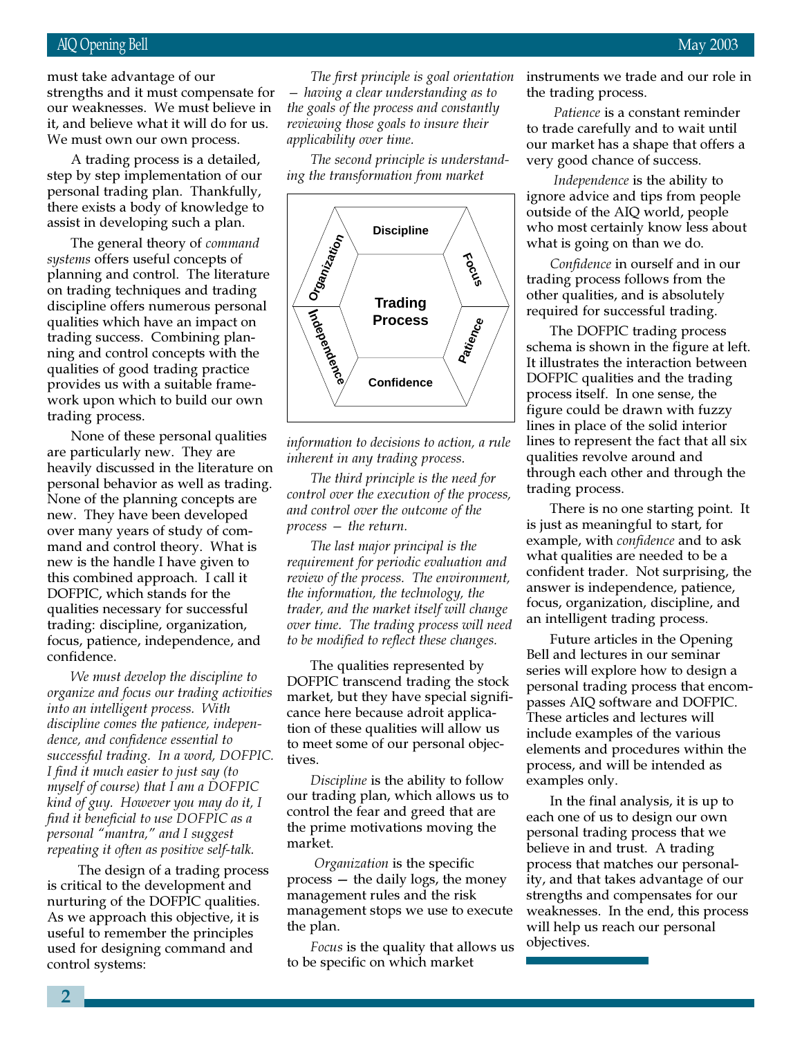must take advantage of our strengths and it must compensate for our weaknesses. We must believe in it, and believe what it will do for us. We must own our own process.

A trading process is a detailed, step by step implementation of our personal trading plan. Thankfully, there exists a body of knowledge to assist in developing such a plan.

The general theory of *command systems* offers useful concepts of planning and control. The literature on trading techniques and trading discipline offers numerous personal qualities which have an impact on trading success. Combining planning and control concepts with the qualities of good trading practice provides us with a suitable framework upon which to build our own trading process.

None of these personal qualities are particularly new. They are heavily discussed in the literature on personal behavior as well as trading. None of the planning concepts are new. They have been developed over many years of study of command and control theory. What is new is the handle I have given to this combined approach. I call it DOFPIC, which stands for the qualities necessary for successful trading: discipline, organization, focus, patience, independence, and confidence.

*We must develop the discipline to organize and focus our trading activities into an intelligent process. With discipline comes the patience, independence, and confidence essential to successful trading. In a word, DOFPIC. I find it much easier to just say (to myself of course) that I am a DOFPIC kind of guy. However you may do it, I find it beneficial to use DOFPIC as a personal "mantra," and I suggest repeating it often as positive self-talk.*

The design of a trading process is critical to the development and nurturing of the DOFPIC qualities. As we approach this objective, it is useful to remember the principles used for designing command and control systems:

*The first principle is goal orientation — having a clear understanding as to the goals of the process and constantly reviewing those goals to insure their applicability over time.*

*The second principle is understanding the transformation from market information to decisions to action, a rule inherent in any trading process.*

Discipline | Focus | Patience | Confidence | Independence | Organization | Trading Process

*The third principle is the need for control over the execution of the process, and control over the outcome of the process — the return.*

*The last major principal is the requirement for periodic evaluation and review of the process. The environment, the information, the technology, the trader, and the market itself will change over time. The trading process will need to be modified to reflect these changes.*

The qualities represented by DOFPIC transcend trading the stock market, but they have special significance here because adroit application of these qualities will allow us to meet some of our personal objectives.

*Discipline* is the ability to follow our trading plan, which allows us to control the fear and greed that are the prime motivations moving the market.

*Organization* is the specific process — the daily logs, the money management rules and the risk management stops we use to execute the plan.

*Focus* is the quality that allows us to be specific on which market instruments we trade and our role in the trading process.

*Patience* is a constant reminder to trade carefully and to wait until our market has a shape that offers a very good chance of success.

*Independence* is the ability to ignore advice and tips from people outside of the AIQ world, people who most certainly know less about what is going on than we do.

*Confidence* in ourself and in our trading process follows from the other qualities, and is absolutely required for successful trading.

The DOFPIC trading process schema is shown in the figure at left. It illustrates the interaction between DOFPIC qualities and the trading process itself. In one sense, the figure could be drawn with fuzzy lines in place of the solid interior lines to represent the fact that all six qualities revolve around and through each other and through the trading process.

There is no one starting point. It is just as meaningful to start, for example, with *confidence* and to ask what qualities are needed to be a confident trader. Not surprising, the answer is independence, patience, focus, organization, discipline, and an intelligent trading process.

Future articles in the Opening Bell and lectures in our seminar series will explore how to design a personal trading process that encompasses AIQ software and DOFPIC. These articles and lectures will include examples of the various elements and procedures within the process, and will be intended as examples only.

In the final analysis, it is up to each one of us to design our own personal trading process that we believe in and trust. A trading process that matches our personality, and that takes advantage of our strengths and compensates for our weaknesses. In the end, this process will help us reach our personal objectives.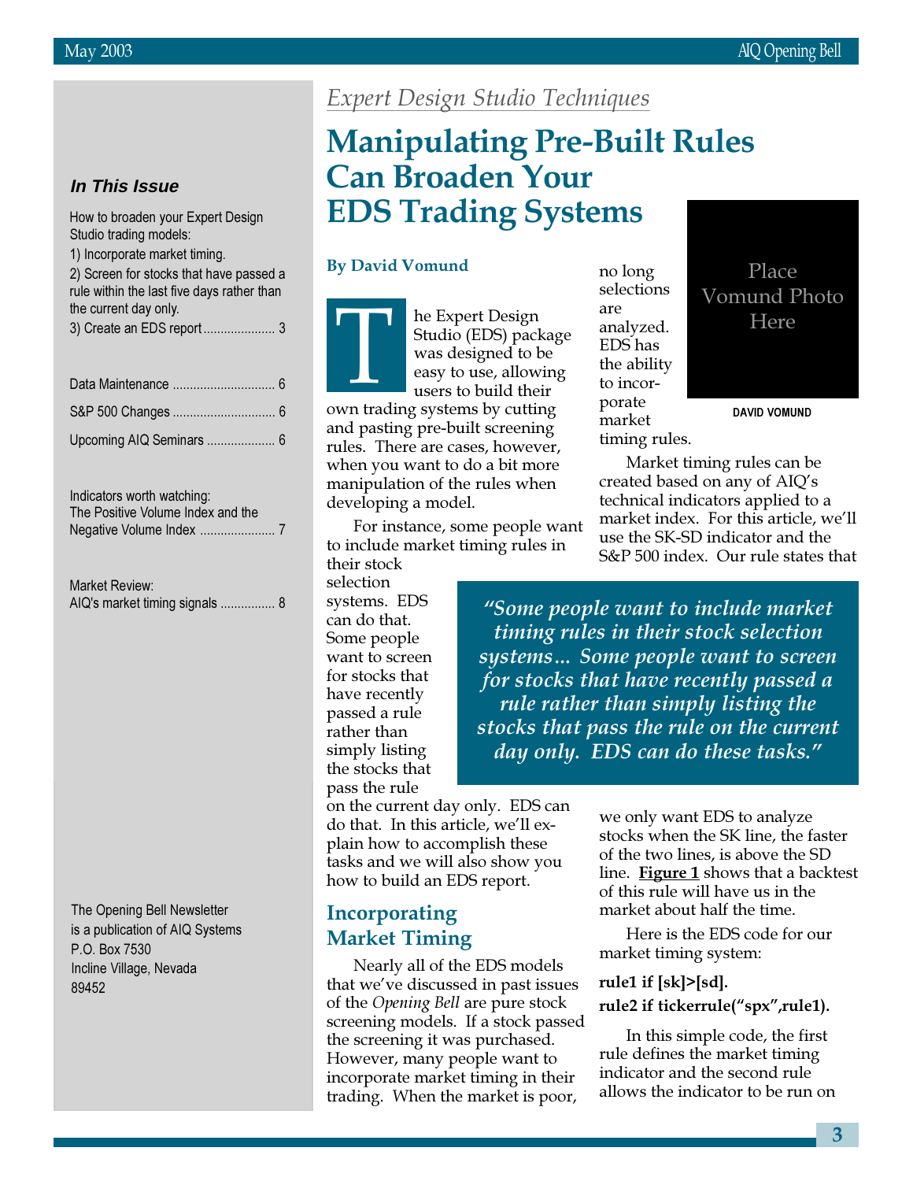## In This Issue

How to broaden your Expert Design Studio trading models:
1) Incorporate market timing.
2) Screen for stocks that have passed a rule within the last five days rather than the current day only.
3) Create an EDS report ..................... 3

Data Maintenance ............................. 6

S&P 500 Changes .............................. 6

Upcoming AIQ Seminars .................... 6

Indicators worth watching:
The Positive Volume Index and the Negative Volume Index ...................... 7

Market Review:
AIQ's market timing signals ................ 8

The Opening Bell Newsletter
is a publication of AIQ Systems
P.O. Box 7530
Incline Village, Nevada
89452

*Expert Design Studio Techniques*

# Manipulating Pre-Built Rules Can Broaden Your EDS Trading Systems

**By David Vomund**

Place Vomund Photo Here

DAVID VOMUND

The Expert Design Studio (EDS) package was designed to be easy to use, allowing users to build their own trading systems by cutting and pasting pre-built screening rules. There are cases, however, when you want to do a bit more manipulation of the rules when developing a model.

For instance, some people want to include market timing rules in their stock selection systems. EDS can do that. Some people want to screen for stocks that have recently passed a rule rather than simply listing the stocks that pass the rule on the current day only. EDS can do that. In this article, we'll explain how to accomplish these tasks and we will also show you how to build an EDS report.

> *"Some people want to include market timing rules in their stock selection systems... Some people want to screen for stocks that have recently passed a rule rather than simply listing the stocks that pass the rule on the current day only. EDS can do these tasks."*

## Incorporating Market Timing

Nearly all of the EDS models that we've discussed in past issues of the *Opening Bell* are pure stock screening models. If a stock passed the screening it was purchased. However, many people want to incorporate market timing in their trading. When the market is poor, no long selections are analyzed. EDS has the ability to incorporate market timing rules.

Market timing rules can be created based on any of AIQ's technical indicators applied to a market index. For this article, we'll use the SK-SD indicator and the S&P 500 index. Our rule states that we only want EDS to analyze stocks when the SK line, the faster of the two lines, is above the SD line. **Figure 1** shows that a backtest of this rule will have us in the market about half the time.

Here is the EDS code for our market timing system:

```
rule1 if [sk]>[sd].
rule2 if tickerrule("spx",rule1).
```

In this simple code, the first rule defines the market timing indicator and the second rule allows the indicator to be run on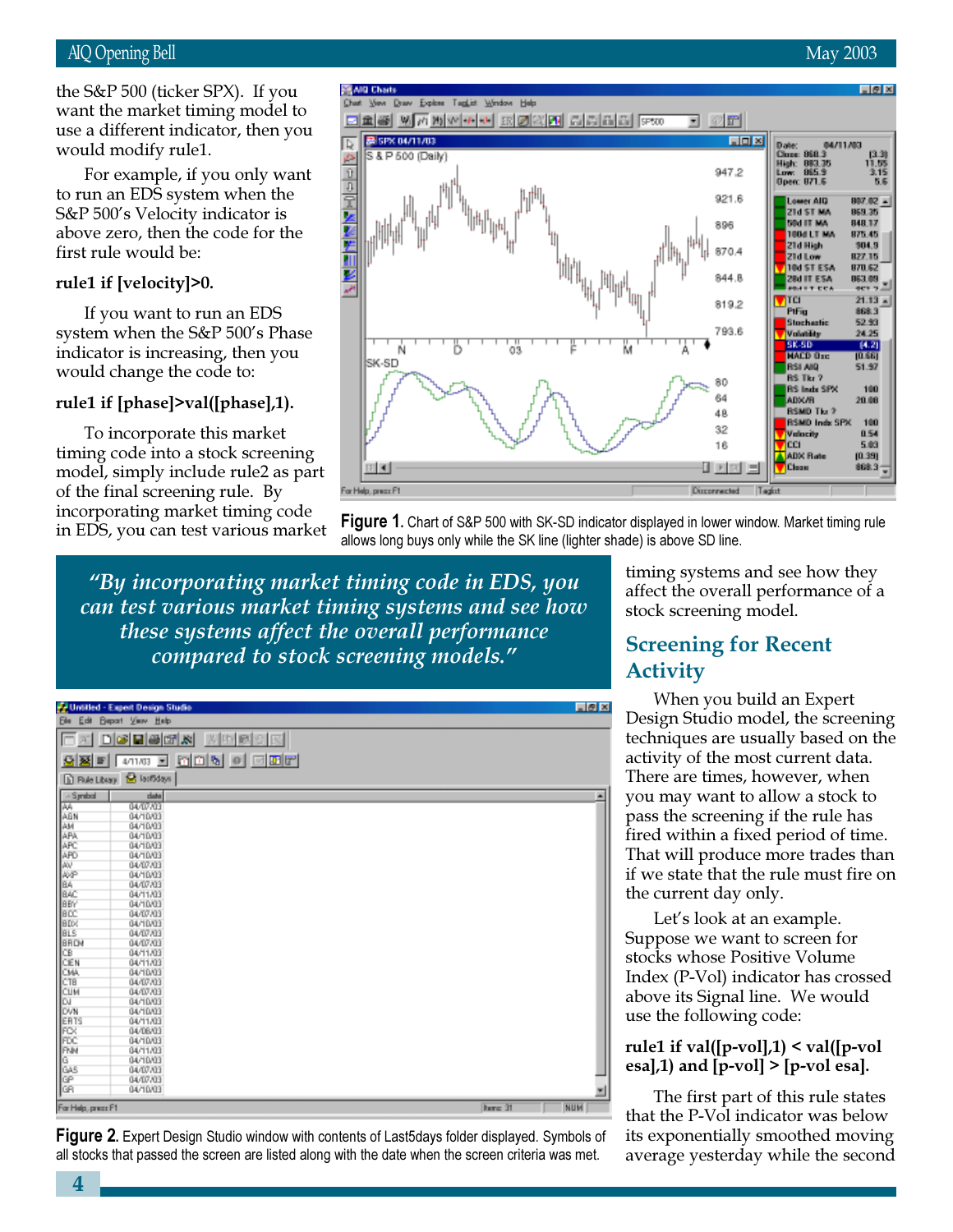the S&P 500 (ticker SPX). If you want the market timing model to use a different indicator, then you would modify rule1.

For example, if you only want to run an EDS system when the S&P 500's Velocity indicator is above zero, then the code for the first rule would be:

**rule1 if [velocity]>0.**

If you want to run an EDS system when the S&P 500's Phase indicator is increasing, then you would change the code to:

**rule1 if [phase]>val([phase],1).**

To incorporate this market timing code into a stock screening model, simply include rule2 as part of the final screening rule. By incorporating market timing code in EDS, you can test various market timing systems and see how they affect the overall performance of a stock screening model.

**Figure 1.** Chart of S&P 500 with SK-SD indicator displayed in lower window. Market timing rule allows long buys only while the SK line (lighter shade) is above SD line.

> *"By incorporating market timing code in EDS, you can test various market timing systems and see how these systems affect the overall performance compared to stock screening models."*

**Figure 2.** Expert Design Studio window with contents of Last5days folder displayed. Symbols of all stocks that passed the screen are listed along with the date when the screen criteria was met.

## Screening for Recent Activity

When you build an Expert Design Studio model, the screening techniques are usually based on the activity of the most current data. There are times, however, when you may want to allow a stock to pass the screening if the rule has fired within a fixed period of time. That will produce more trades than if we state that the rule must fire on the current day only.

Let's look at an example. Suppose we want to screen for stocks whose Positive Volume Index (P-Vol) indicator has crossed above its Signal line. We would use the following code:

**rule1 if val([p-vol],1) < val([p-vol esa],1) and [p-vol] > [p-vol esa].**

The first part of this rule states that the P-Vol indicator was below its exponentially smoothed moving average yesterday while the second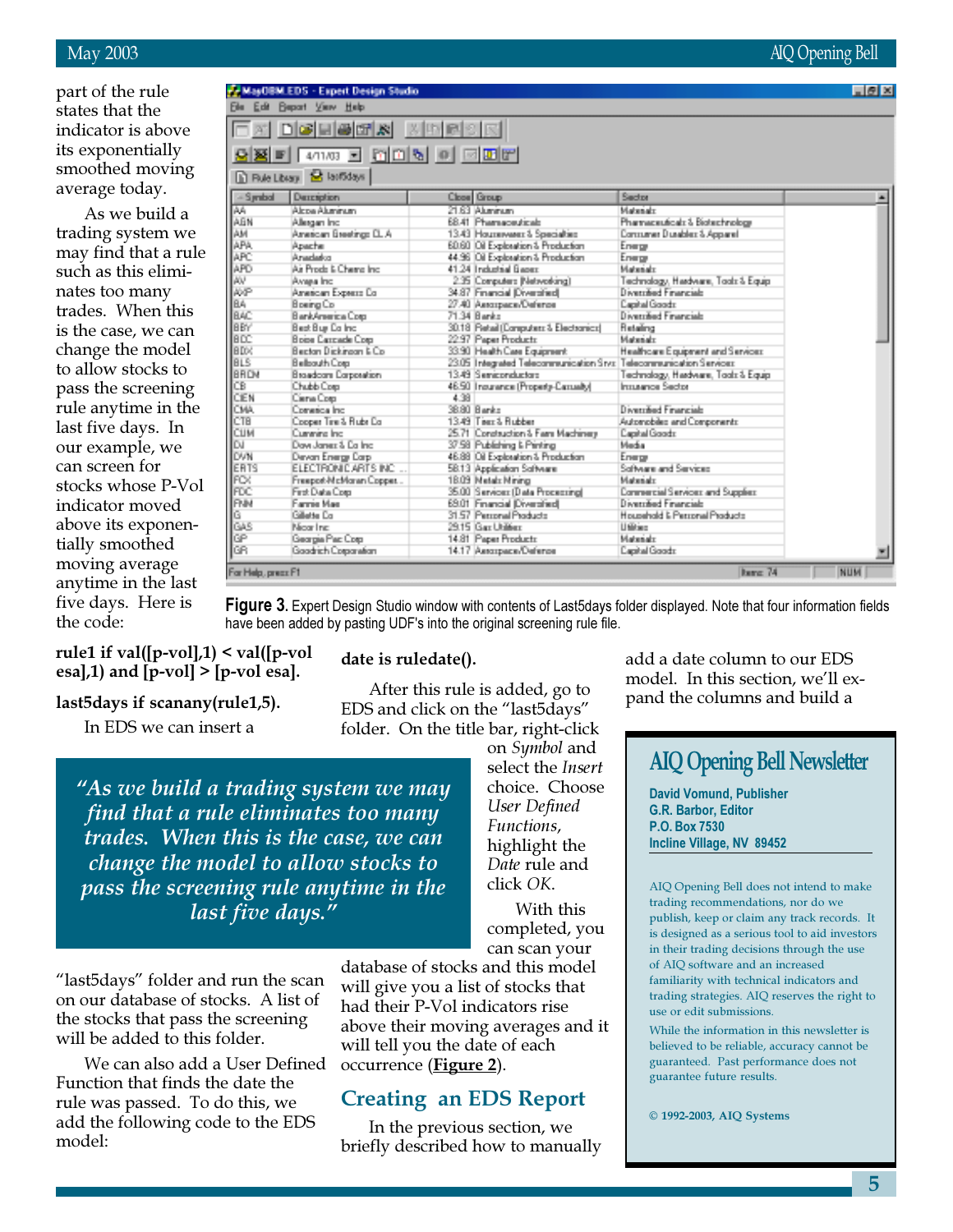part of the rule states that the indicator is above its exponentially smoothed moving average today.

As we build a trading system we may find that a rule such as this eliminates too many trades. When this is the case, we can change the model to allow stocks to pass the screening rule anytime in the last five days. In our example, we can screen for stocks whose P-Vol indicator moved above its exponentially smoothed moving average anytime in the last five days. Here is the code:

**rule1 if val([p-vol],1) < val([p-vol esa],1) and [p-vol] > [p-vol esa].**

**last5days if scanany(rule1,5).**

In EDS we can insert a "last5days" folder and run the scan on our database of stocks. A list of the stocks that pass the screening will be added to this folder.

> *"As we build a trading system we may find that a rule eliminates too many trades. When this is the case, we can change the model to allow stocks to pass the screening rule anytime in the last five days."*

We can also add a User Defined Function that finds the date the rule was passed. To do this, we add the following code to the EDS model:

**date is ruledate().**

After this rule is added, go to EDS and click on the "last5days" folder. On the title bar, right-click on *Symbol* and select the *Insert* choice. Choose *User Defined Functions*, highlight the *Date* rule and click *OK*.

With this completed, you can scan your database of stocks and this model will give you a list of stocks that had their P-Vol indicators rise above their moving averages and it will tell you the date of each occurrence (**Figure 2**).

| Symbol | Description | Close | Group | Sector |
|---|---|---|---|---|
| AA | Alcoa Aluminum | 21.63 | Aluminum | Materials |
| AGN | Allergan Inc | 68.41 | Pharmaceuticals | Pharmaceuticals & Biotechnology |
| AM | American Greetings CL A | 13.43 | Housewares & Specialties | Consumer Durables & Apparel |
| APA | Apache | 60.60 | Oil Exploration & Production | Energy |
| APC | Anadarko | 44.96 | Oil Exploration & Production | Energy |
| APD | Air Prods & Chems Inc | 41.24 | Industrial Gases | Materials |
| AV | Avaya Inc | 2.35 | Computers (Networking) | Technology, Hardware, Tools & Equip |
| AXP | American Express Co | 34.87 | Financial (Diversified) | Diversified Financials |
| BA | Boeing Co | 27.40 | Aerospace/Defense | Capital Goods |
| BAC | BankAmerica Corp | 71.34 | Banks | Diversified Financials |
| BBY | Best Buy Co Inc | 30.18 | Retail (Computers & Electronics) | Retailing |
| BCC | Boise Cascade Corp | 22.97 | Paper Products | Materials |
| BDX | Becton Dickinson & Co | 33.90 | Health Care Equipment | Healthcare Equipment and Services |
| BLS | Bellsouth Corp | 23.05 | Integrated Telecommunication Srvs | Telecommunication Services |
| BRCM | Broadcom Corporation | 13.49 | Semiconductors | Technology, Hardware, Tools & Equip |
| CB | Chubb Corp | 46.50 | Insurance (Property-Casualty) | Insurance Sector |
| CIEN | Ciena Corp | 4.38 | | |
| CMA | Comerica Inc | 38.80 | Banks | Diversified Financials |
| CTB | Cooper Tire & Rubr Co | 13.49 | Tires & Rubber | Automobiles and Components |
| CUM | Cummins Inc | 25.71 | Construction & Farm Machinery | Capital Goods |
| DJ | Dow Jones & Co Inc | 37.58 | Publishing & Printing | Media |
| DVN | Devon Energy Corp | 46.88 | Oil Exploration & Production | Energy |
| ERTS | ELECTRONIC ARTS INC | 58.13 | Application Software | Software and Services |
| FCX | Freeport-McMoran Copper | 18.09 | Metals Mining | Materials |
| FDC | First Data Corp | 35.00 | Services (Data Processing) | Commercial Services and Supplies |
| FNM | Fannie Mae | 69.01 | Financial (Diversified) | Diversified Financials |
| G | Gillette Co | 31.57 | Personal Products | Household & Personal Products |
| GAS | Nicor Inc | 29.15 | Gas Utilities | Utilities |
| GP | Georgia Pac Corp | 14.81 | Paper Products | Materials |
| GR | Goodrich Corporation | 14.17 | Aerospace/Defense | Capital Goods |

**Figure 3.** Expert Design Studio window with contents of Last5days folder displayed. Note that four information fields have been added by pasting UDF's into the original screening rule file.

## Creating an EDS Report

In the previous section, we briefly described how to manually add a date column to our EDS model. In this section, we'll expand the columns and build a

---

**AIQ Opening Bell Newsletter**

**David Vomund, Publisher**
**G.R. Barbor, Editor**
**P.O. Box 7530**
**Incline Village, NV 89452**

AIQ Opening Bell does not intend to make trading recommendations, nor do we publish, keep or claim any track records. It is designed as a serious tool to aid investors in their trading decisions through the use of AIQ software and an increased familiarity with technical indicators and trading strategies. AIQ reserves the right to use or edit submissions.

While the information in this newsletter is believed to be reliable, accuracy cannot be guaranteed. Past performance does not guarantee future results.

© 1992-2003, AIQ Systems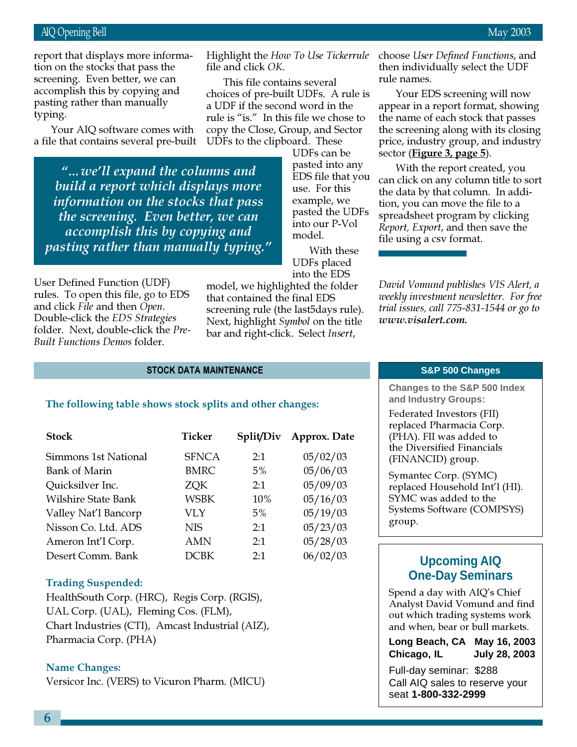report that displays more information on the stocks that pass the screening. Even better, we can accomplish this by copying and pasting rather than manually typing.

Your AIQ software comes with a file that contains several pre-built User Defined Function (UDF) rules. To open this file, go to EDS and click *File* and then *Open*. Double-click the *EDS Strategies* folder. Next, double-click the *Pre-Built Functions Demos* folder. Highlight the *How To Use Tickerrule* file and click *OK*.

> *"...we'll expand the columns and build a report which displays more information on the stocks that pass the screening. Even better, we can accomplish this by copying and pasting rather than manually typing."*

This file contains several choices of pre-built UDFs. A rule is a UDF if the second word in the rule is "is." In this file we chose to copy the Close, Group, and Sector UDFs to the clipboard. These UDFs can be pasted into any EDS file that you use. For this example, we pasted the UDFs into our P-Vol model.

With these UDFs placed into the EDS model, we highlighted the folder that contained the final EDS screening rule (the last5days rule). Next, highlight *Symbol* on the title bar and right-click. Select *Insert*, choose *User Defined Functions*, and then individually select the UDF rule names.

Your EDS screening will now appear in a report format, showing the name of each stock that passes the screening along with its closing price, industry group, and industry sector (**Figure 3, page 5**).

With the report created, you can click on any column title to sort the data by that column. In addition, you can move the file to a spreadsheet program by clicking *Report, Export*, and then save the file using a csv format.

*David Vomund publishes VIS Alert, a weekly investment newsletter. For free trial issues, call 775-831-1544 or go to* ***www.visalert.com.***

## STOCK DATA MAINTENANCE

**The following table shows stock splits and other changes:**

| Stock | Ticker | Split/Div | Approx. Date |
|---|---|---|---|
| Simmons 1st National | SFNCA | 2:1 | 05/02/03 |
| Bank of Marin | BMRC | 5% | 05/06/03 |
| Quicksilver Inc. | ZQK | 2:1 | 05/09/03 |
| Wilshire State Bank | WSBK | 10% | 05/16/03 |
| Valley Nat'l Bancorp | VLY | 5% | 05/19/03 |
| Nisson Co. Ltd. ADS | NIS | 2:1 | 05/23/03 |
| Ameron Int'l Corp. | AMN | 2:1 | 05/28/03 |
| Desert Comm. Bank | DCBK | 2:1 | 06/02/03 |

**Trading Suspended:**

HealthSouth Corp. (HRC), Regis Corp. (RGIS), UAL Corp. (UAL), Fleming Cos. (FLM), Chart Industries (CTI), Amcast Industrial (AIZ), Pharmacia Corp. (PHA)

**Name Changes:**

Versicor Inc. (VERS) to Vicuron Pharm. (MICU)

## S&P 500 Changes

**Changes to the S&P 500 Index and Industry Groups:**

Federated Investors (FII) replaced Pharmacia Corp. (PHA). FII was added to the Diversified Financials (FINANCID) group.

Symantec Corp. (SYMC) replaced Household Int'l (HI). SYMC was added to the Systems Software (COMPSYS) group.

## Upcoming AIQ One-Day Seminars

Spend a day with AIQ's Chief Analyst David Vomund and find out which trading systems work and when, bear or bull markets.

**Long Beach, CA — May 16, 2003**
**Chicago, IL — July 28, 2003**

Full-day seminar: $288
Call AIQ sales to reserve your seat **1-800-332-2999**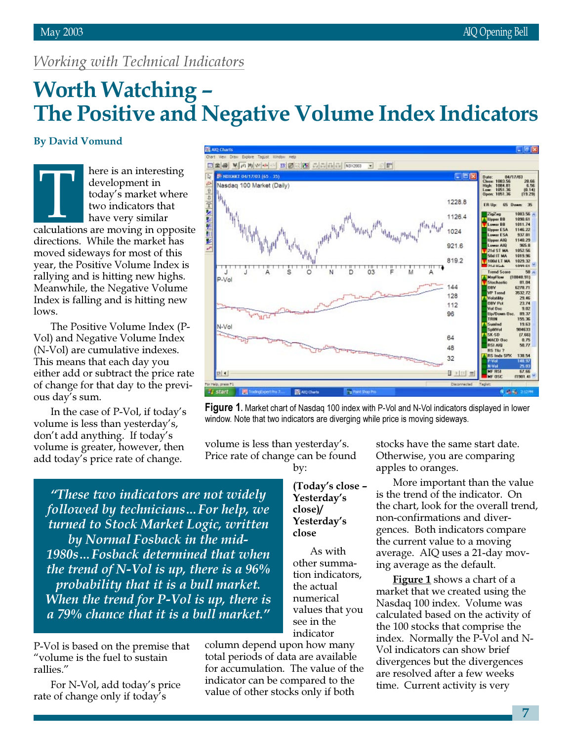*Working with Technical Indicators*

# Worth Watching – The Positive and Negative Volume Index Indicators

**By David Vomund**

There is an interesting development in today's market where two indicators that have very similar calculations are moving in opposite directions. While the market has moved sideways for most of this year, the Positive Volume Index is rallying and is hitting new highs. Meanwhile, the Negative Volume Index is falling and is hitting new lows.

The Positive Volume Index (P-Vol) and Negative Volume Index (N-Vol) are cumulative indexes. This means that each day you either add or subtract the price rate of change for that day to the previous day's sum.

In the case of P-Vol, if today's volume is less than yesterday's, don't add anything. If today's volume is greater, however, then add today's price rate of change. P-Vol is based on the premise that "volume is the fuel to sustain rallies."

> *"These two indicators are not widely followed by technicians…For help, we turned to Stock Market Logic, written by Normal Fosback in the mid-1980s…Fosback determined that when the trend of N-Vol is up, there is a 96% probability that it is a bull market. When the trend for P-Vol is up, there is a 79% chance that it is a bull market."*

For N-Vol, add today's price rate of change only if today's volume is less than yesterday's. Price rate of change can be found by:

**(Today's close – Yesterday's close)/ Yesterday's close**

As with other summation indicators, the actual numerical values that you see in the indicator column depend upon how many total periods of data are available for accumulation. The value of the indicator can be compared to the value of other stocks only if both stocks have the same start date. Otherwise, you are comparing apples to oranges.

More important than the value is the trend of the indicator. On the chart, look for the overall trend, non-confirmations and divergences. Both indicators compare the current value to a moving average. AIQ uses a 21-day moving average as the default.

**Figure 1.** Market chart of Nasdaq 100 index with P-Vol and N-Vol indicators displayed in lower window. Note that two indicators are diverging while price is moving sideways.

**Figure 1** shows a chart of a market that we created using the Nasdaq 100 index. Volume was calculated based on the activity of the 100 stocks that comprise the index. Normally the P-Vol and N-Vol indicators can show brief divergences but the divergences are resolved after a few weeks time. Current activity is very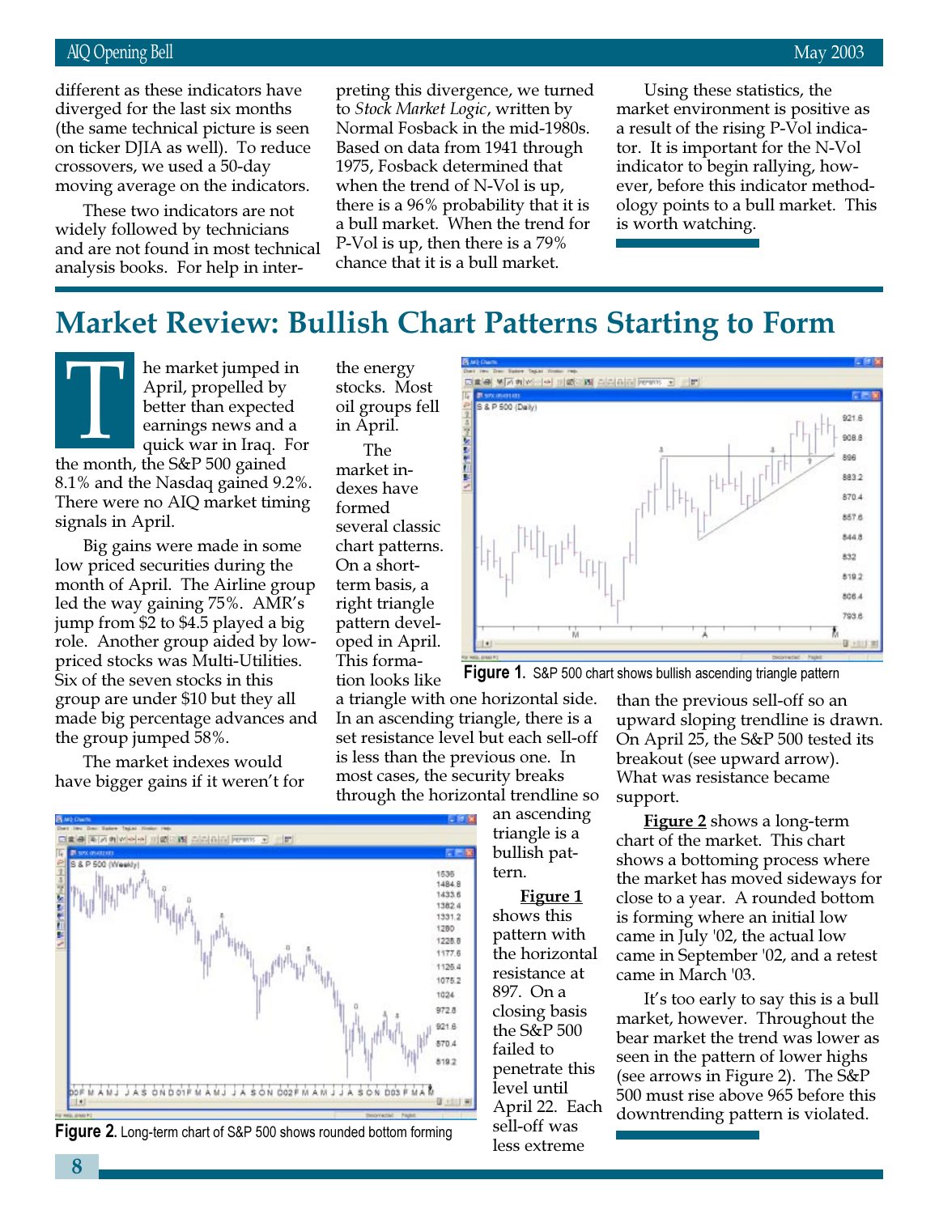different as these indicators have diverged for the last six months (the same technical picture is seen on ticker DJIA as well). To reduce crossovers, we used a 50-day moving average on the indicators.

These two indicators are not widely followed by technicians and are not found in most technical analysis books. For help in interpreting this divergence, we turned to *Stock Market Logic*, written by Normal Fosback in the mid-1980s. Based on data from 1941 through 1975, Fosback determined that when the trend of N-Vol is up, there is a 96% probability that it is a bull market. When the trend for P-Vol is up, then there is a 79% chance that it is a bull market.

Using these statistics, the market environment is positive as a result of the rising P-Vol indicator. It is important for the N-Vol indicator to begin rallying, however, before this indicator methodology points to a bull market. This is worth watching.

## Market Review: Bullish Chart Patterns Starting to Form

The market jumped in April, propelled by better than expected earnings news and a quick war in Iraq. For the month, the S&P 500 gained 8.1% and the Nasdaq gained 9.2%. There were no AIQ market timing signals in April.

Big gains were made in some low priced securities during the month of April. The Airline group led the way gaining 75%. AMR's jump from $2 to $4.5 played a big role. Another group aided by low-priced stocks was Multi-Utilities. Six of the seven stocks in this group are under $10 but they all made big percentage advances and the group jumped 58%.

The market indexes would have bigger gains if it weren't for the energy stocks. Most oil groups fell in April.

The market indexes have formed several classic chart patterns. On a short-term basis, a right triangle pattern developed in April. This formation looks like a triangle with one horizontal side. In an ascending triangle, there is a set resistance level but each sell-off is less than the previous one. In most cases, the security breaks through the horizontal trendline so an ascending triangle is a bullish pattern.

S & P 500 (Daily)

921.6
908.8
896
883.2
870.4
857.6
844.8
832
819.2
806.4
793.6

M
A
M

**Figure 1.** S&P 500 chart shows bullish ascending triangle pattern

**Figure 1** shows this pattern with the horizontal resistance at 897. On a closing basis the S&P 500 failed to penetrate this level until April 22. Each sell-off was less extreme than the previous sell-off so an upward sloping trendline is drawn. On April 25, the S&P 500 tested its breakout (see upward arrow). What was resistance became support.

S & P 500 (Weekly)

1536
1484.8
1433.6
1382.4
1331.2
1280
1228.8
1177.6
1126.4
1075.2
1024
972.8
921.6
870.4
819.2

00F M A M J J A S O N D 01F M A M J J A S O N D 02F M A M J J A S O N D 03F M A M

**Figure 2.** Long-term chart of S&P 500 shows rounded bottom forming

**Figure 2** shows a long-term chart of the market. This chart shows a bottoming process where the market has moved sideways for close to a year. A rounded bottom is forming where an initial low came in July '02, the actual low came in September '02, and a retest came in March '03.

It's too early to say this is a bull market, however. Throughout the bear market the trend was lower as seen in the pattern of lower highs (see arrows in Figure 2). The S&P 500 must rise above 965 before this downtrending pattern is violated.